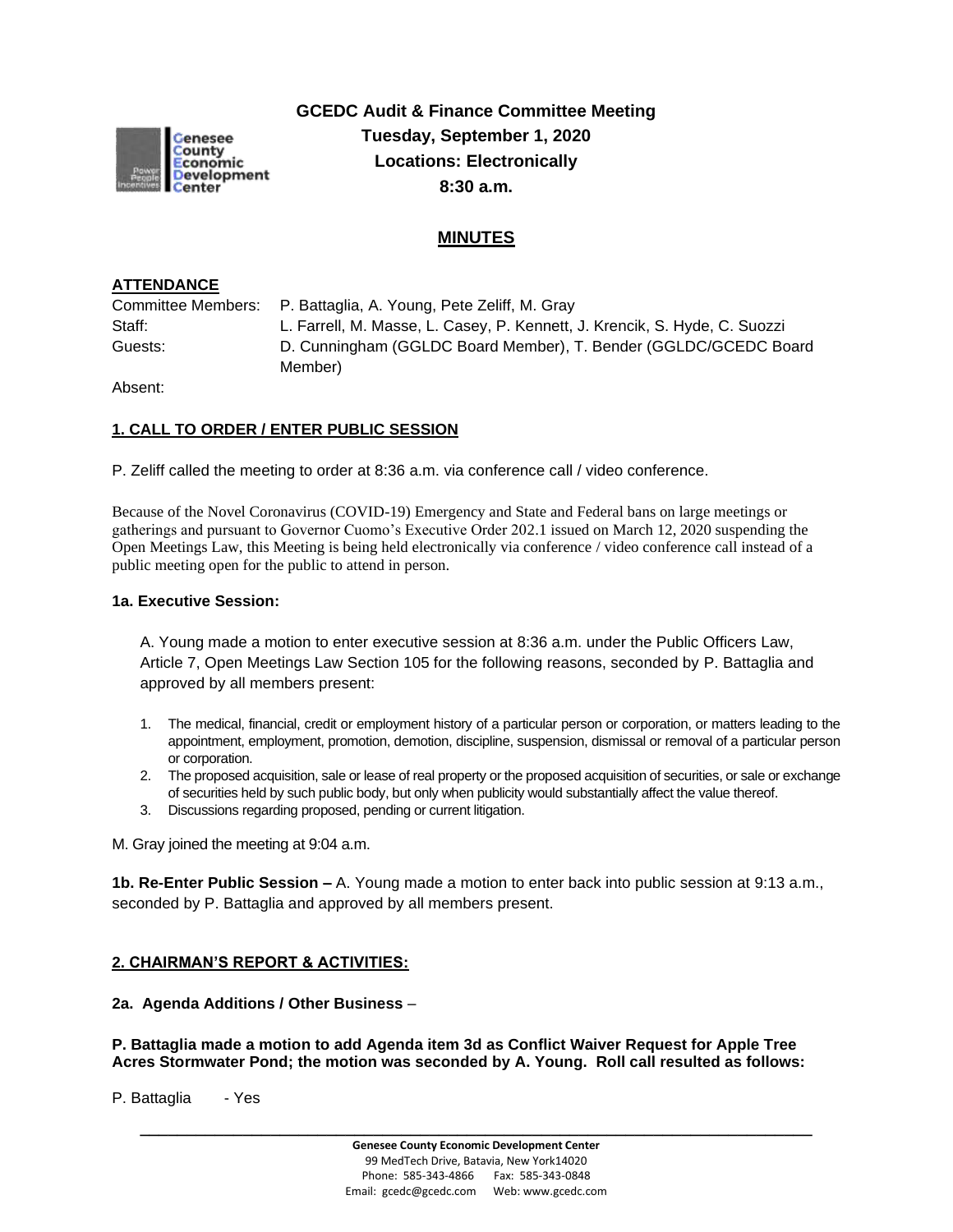**GCEDC Audit & Finance Committee Meeting**
**Tuesday, September 1, 2020**
**Locations: Electronically**
**8:30 a.m.**

## MINUTES

**ATTENDANCE**

Committee Members: P. Battaglia, A. Young, Pete Zeliff, M. Gray
Staff: L. Farrell, M. Masse, L. Casey, P. Kennett, J. Krencik, S. Hyde, C. Suozzi
Guests: D. Cunningham (GGLDC Board Member), T. Bender (GGLDC/GCEDC Board Member)
Absent:

**1. CALL TO ORDER / ENTER PUBLIC SESSION**

P. Zeliff called the meeting to order at 8:36 a.m. via conference call / video conference.

Because of the Novel Coronavirus (COVID-19) Emergency and State and Federal bans on large meetings or gatherings and pursuant to Governor Cuomo's Executive Order 202.1 issued on March 12, 2020 suspending the Open Meetings Law, this Meeting is being held electronically via conference / video conference call instead of a public meeting open for the public to attend in person.

**1a. Executive Session:**

A. Young made a motion to enter executive session at 8:36 a.m. under the Public Officers Law, Article 7, Open Meetings Law Section 105 for the following reasons, seconded by P. Battaglia and approved by all members present:

1. The medical, financial, credit or employment history of a particular person or corporation, or matters leading to the appointment, employment, promotion, demotion, discipline, suspension, dismissal or removal of a particular person or corporation.
2. The proposed acquisition, sale or lease of real property or the proposed acquisition of securities, or sale or exchange of securities held by such public body, but only when publicity would substantially affect the value thereof.
3. Discussions regarding proposed, pending or current litigation.

M. Gray joined the meeting at 9:04 a.m.

**1b. Re-Enter Public Session –** A. Young made a motion to enter back into public session at 9:13 a.m., seconded by P. Battaglia and approved by all members present.

**2. CHAIRMAN'S REPORT & ACTIVITIES:**

**2a. Agenda Additions / Other Business** –

**P. Battaglia made a motion to add Agenda item 3d as Conflict Waiver Request for Apple Tree Acres Stormwater Pond; the motion was seconded by A. Young. Roll call resulted as follows:**

P. Battaglia - Yes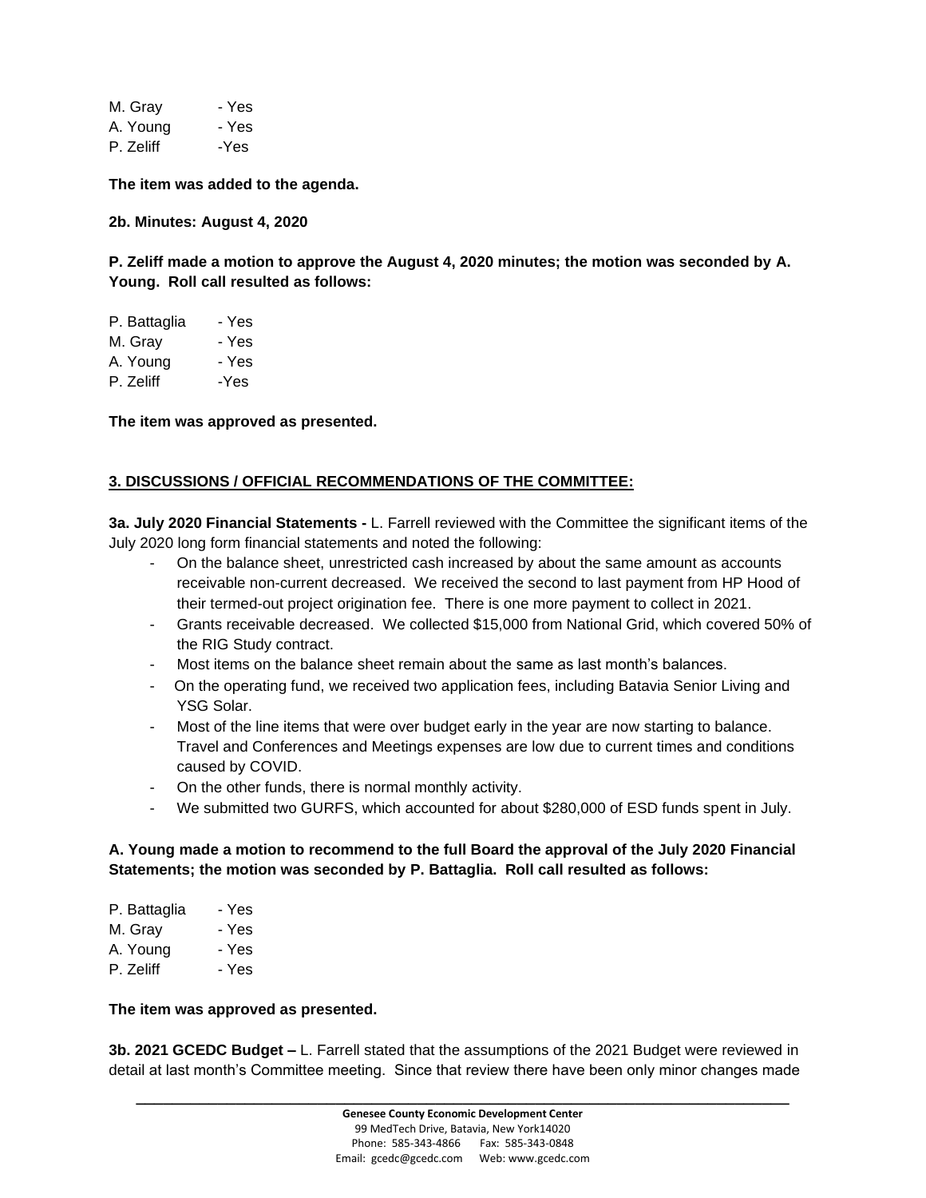M. Gray - Yes
A. Young - Yes
P. Zeliff -Yes

**The item was added to the agenda.**

**2b. Minutes: August 4, 2020**

**P. Zeliff made a motion to approve the August 4, 2020 minutes; the motion was seconded by A. Young. Roll call resulted as follows:**

P. Battaglia - Yes
M. Gray - Yes
A. Young - Yes
P. Zeliff -Yes

**The item was approved as presented.**

## 3. DISCUSSIONS / OFFICIAL RECOMMENDATIONS OF THE COMMITTEE:

**3a. July 2020 Financial Statements -** L. Farrell reviewed with the Committee the significant items of the July 2020 long form financial statements and noted the following:

- On the balance sheet, unrestricted cash increased by about the same amount as accounts receivable non-current decreased. We received the second to last payment from HP Hood of their termed-out project origination fee. There is one more payment to collect in 2021.
- Grants receivable decreased. We collected $15,000 from National Grid, which covered 50% of the RIG Study contract.
- Most items on the balance sheet remain about the same as last month's balances.
- On the operating fund, we received two application fees, including Batavia Senior Living and YSG Solar.
- Most of the line items that were over budget early in the year are now starting to balance. Travel and Conferences and Meetings expenses are low due to current times and conditions caused by COVID.
- On the other funds, there is normal monthly activity.
- We submitted two GURFS, which accounted for about $280,000 of ESD funds spent in July.

**A. Young made a motion to recommend to the full Board the approval of the July 2020 Financial Statements; the motion was seconded by P. Battaglia. Roll call resulted as follows:**

P. Battaglia - Yes
M. Gray - Yes
A. Young - Yes
P. Zeliff - Yes

**The item was approved as presented.**

**3b. 2021 GCEDC Budget –** L. Farrell stated that the assumptions of the 2021 Budget were reviewed in detail at last month's Committee meeting. Since that review there have been only minor changes made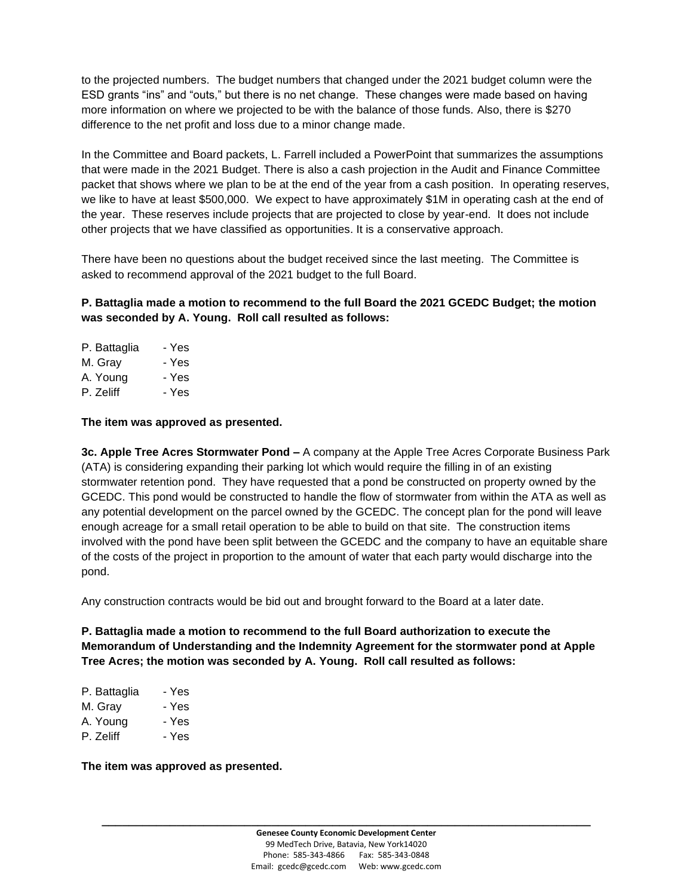to the projected numbers. The budget numbers that changed under the 2021 budget column were the ESD grants "ins" and "outs," but there is no net change. These changes were made based on having more information on where we projected to be with the balance of those funds. Also, there is $270 difference to the net profit and loss due to a minor change made.

In the Committee and Board packets, L. Farrell included a PowerPoint that summarizes the assumptions that were made in the 2021 Budget. There is also a cash projection in the Audit and Finance Committee packet that shows where we plan to be at the end of the year from a cash position. In operating reserves, we like to have at least $500,000. We expect to have approximately $1M in operating cash at the end of the year. These reserves include projects that are projected to close by year-end. It does not include other projects that we have classified as opportunities. It is a conservative approach.

There have been no questions about the budget received since the last meeting. The Committee is asked to recommend approval of the 2021 budget to the full Board.

**P. Battaglia made a motion to recommend to the full Board the 2021 GCEDC Budget; the motion was seconded by A. Young. Roll call resulted as follows:**

P. Battaglia - Yes
M. Gray - Yes
A. Young - Yes
P. Zeliff - Yes

**The item was approved as presented.**

**3c. Apple Tree Acres Stormwater Pond –** A company at the Apple Tree Acres Corporate Business Park (ATA) is considering expanding their parking lot which would require the filling in of an existing stormwater retention pond. They have requested that a pond be constructed on property owned by the GCEDC. This pond would be constructed to handle the flow of stormwater from within the ATA as well as any potential development on the parcel owned by the GCEDC. The concept plan for the pond will leave enough acreage for a small retail operation to be able to build on that site. The construction items involved with the pond have been split between the GCEDC and the company to have an equitable share of the costs of the project in proportion to the amount of water that each party would discharge into the pond.

Any construction contracts would be bid out and brought forward to the Board at a later date.

**P. Battaglia made a motion to recommend to the full Board authorization to execute the Memorandum of Understanding and the Indemnity Agreement for the stormwater pond at Apple Tree Acres; the motion was seconded by A. Young. Roll call resulted as follows:**

P. Battaglia - Yes
M. Gray - Yes
A. Young - Yes
P. Zeliff - Yes

**The item was approved as presented.**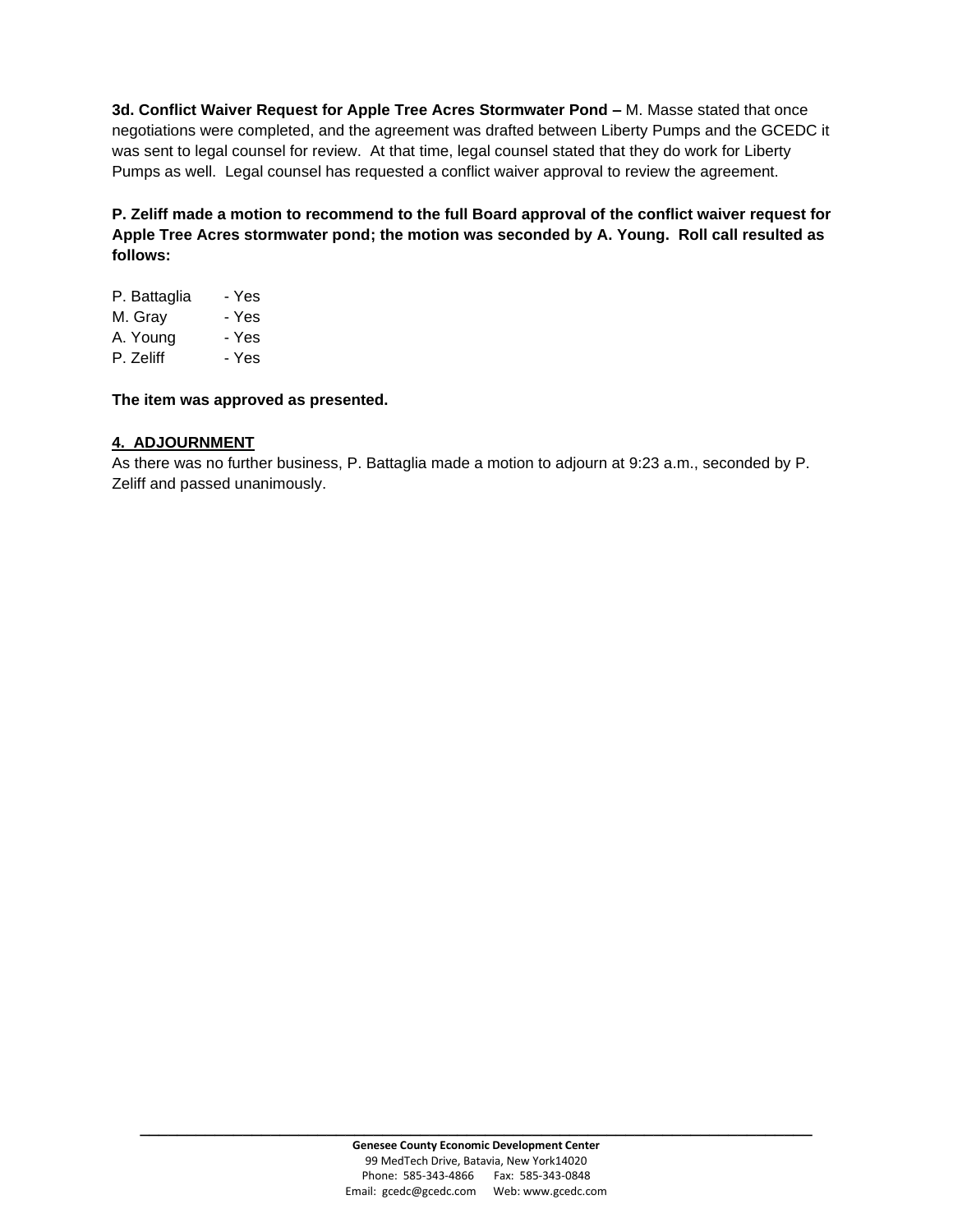**3d. Conflict Waiver Request for Apple Tree Acres Stormwater Pond –** M. Masse stated that once negotiations were completed, and the agreement was drafted between Liberty Pumps and the GCEDC it was sent to legal counsel for review. At that time, legal counsel stated that they do work for Liberty Pumps as well. Legal counsel has requested a conflict waiver approval to review the agreement.

**P. Zeliff made a motion to recommend to the full Board approval of the conflict waiver request for Apple Tree Acres stormwater pond; the motion was seconded by A. Young. Roll call resulted as follows:**

P. Battaglia - Yes
M. Gray - Yes
A. Young - Yes
P. Zeliff - Yes

**The item was approved as presented.**

## 4. ADJOURNMENT

As there was no further business, P. Battaglia made a motion to adjourn at 9:23 a.m., seconded by P. Zeliff and passed unanimously.